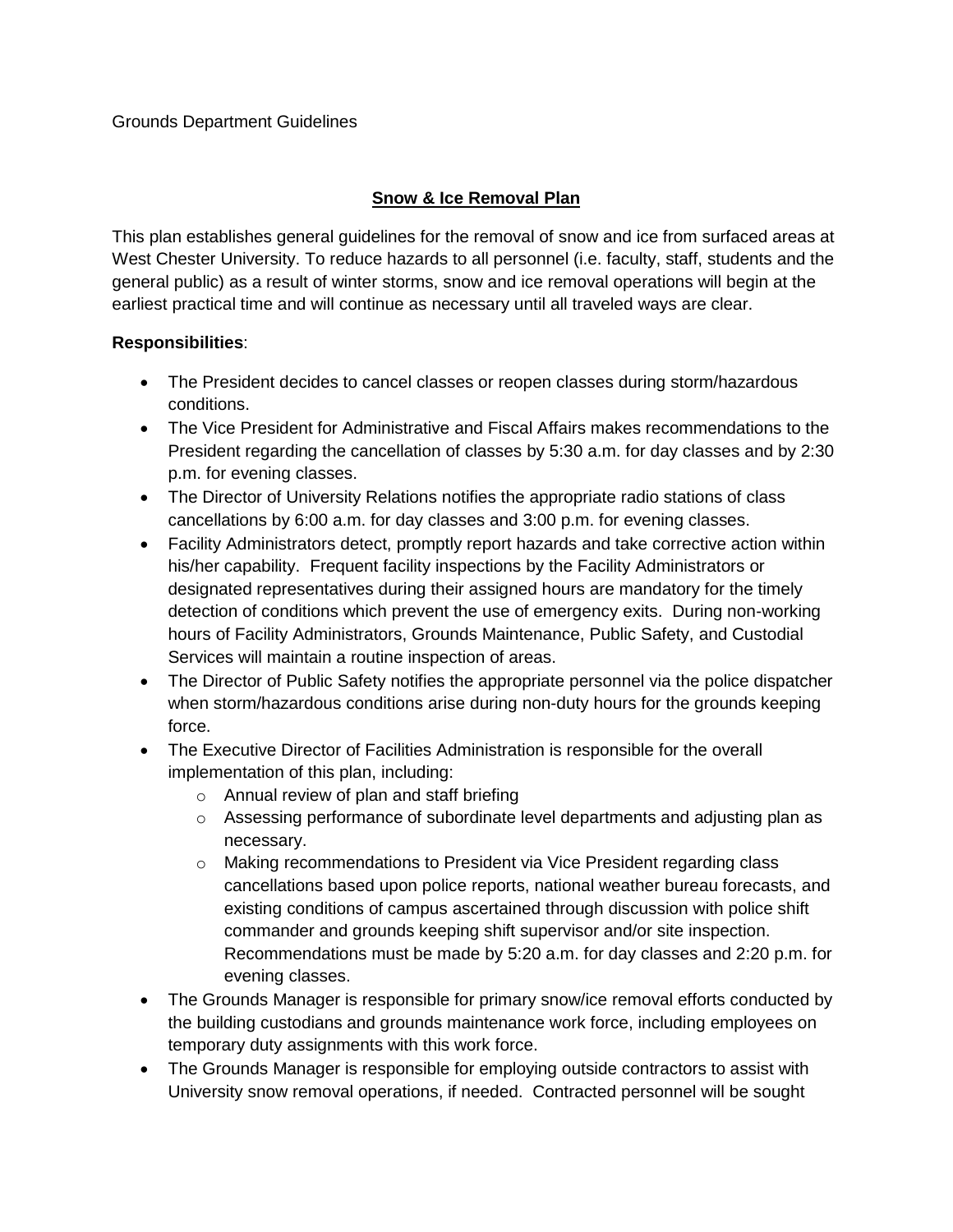Grounds Department Guidelines

# Snow & Ice Removal Plan

This plan establishes general guidelines for the removal of snow and ice from surfaced areas at West Chester University. To reduce hazards to all personnel (i.e. faculty, staff, students and the general public) as a result of winter storms, snow and ice removal operations will begin at the earliest practical time and will continue as necessary until all traveled ways are clear.

**Responsibilities**:

- The President decides to cancel classes or reopen classes during storm/hazardous conditions.
- The Vice President for Administrative and Fiscal Affairs makes recommendations to the President regarding the cancellation of classes by 5:30 a.m. for day classes and by 2:30 p.m. for evening classes.
- The Director of University Relations notifies the appropriate radio stations of class cancellations by 6:00 a.m. for day classes and 3:00 p.m. for evening classes.
- Facility Administrators detect, promptly report hazards and take corrective action within his/her capability. Frequent facility inspections by the Facility Administrators or designated representatives during their assigned hours are mandatory for the timely detection of conditions which prevent the use of emergency exits. During non-working hours of Facility Administrators, Grounds Maintenance, Public Safety, and Custodial Services will maintain a routine inspection of areas.
- The Director of Public Safety notifies the appropriate personnel via the police dispatcher when storm/hazardous conditions arise during non-duty hours for the grounds keeping force.
- The Executive Director of Facilities Administration is responsible for the overall implementation of this plan, including:
  - Annual review of plan and staff briefing
  - Assessing performance of subordinate level departments and adjusting plan as necessary.
  - Making recommendations to President via Vice President regarding class cancellations based upon police reports, national weather bureau forecasts, and existing conditions of campus ascertained through discussion with police shift commander and grounds keeping shift supervisor and/or site inspection. Recommendations must be made by 5:20 a.m. for day classes and 2:20 p.m. for evening classes.
- The Grounds Manager is responsible for primary snow/ice removal efforts conducted by the building custodians and grounds maintenance work force, including employees on temporary duty assignments with this work force.
- The Grounds Manager is responsible for employing outside contractors to assist with University snow removal operations, if needed. Contracted personnel will be sought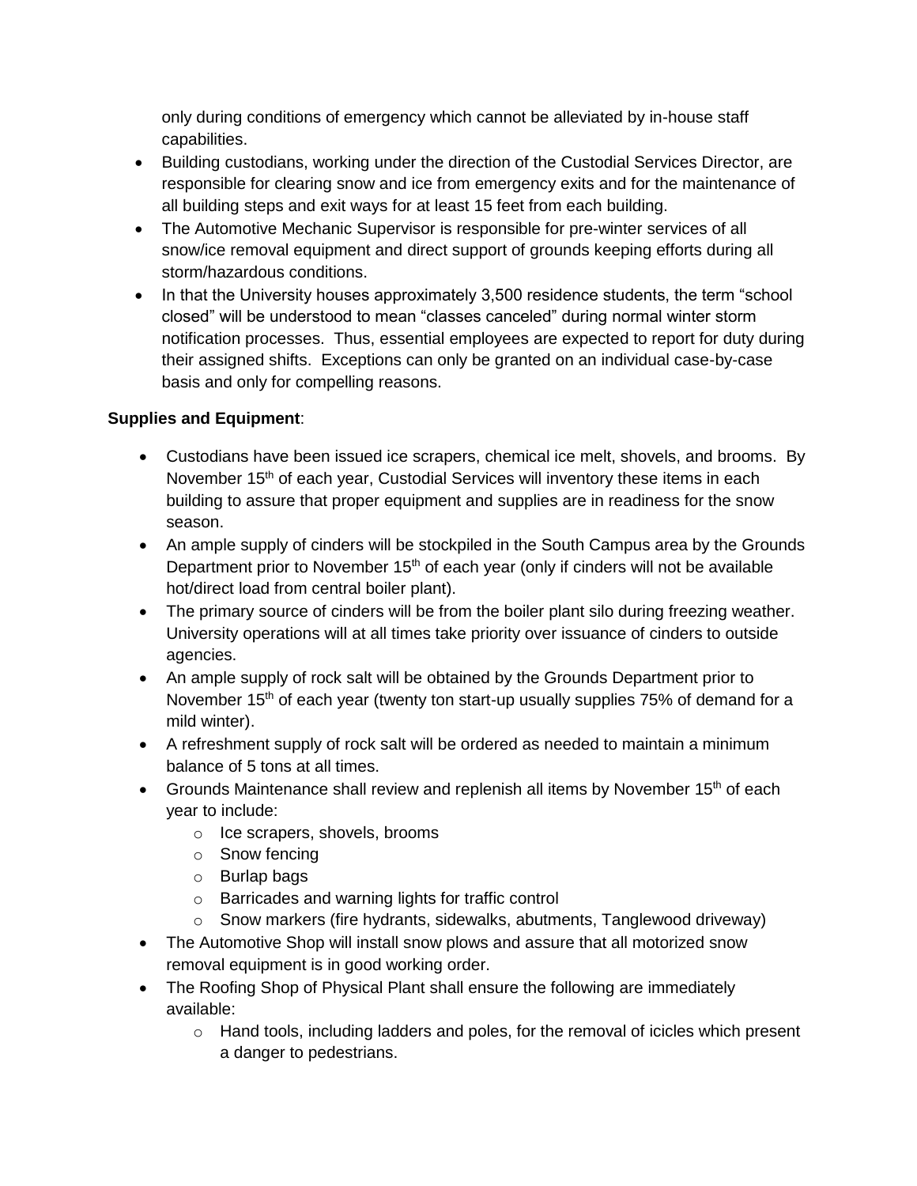only during conditions of emergency which cannot be alleviated by in-house staff capabilities.

- Building custodians, working under the direction of the Custodial Services Director, are responsible for clearing snow and ice from emergency exits and for the maintenance of all building steps and exit ways for at least 15 feet from each building.
- The Automotive Mechanic Supervisor is responsible for pre-winter services of all snow/ice removal equipment and direct support of grounds keeping efforts during all storm/hazardous conditions.
- In that the University houses approximately 3,500 residence students, the term "school closed" will be understood to mean "classes canceled" during normal winter storm notification processes. Thus, essential employees are expected to report for duty during their assigned shifts. Exceptions can only be granted on an individual case-by-case basis and only for compelling reasons.

**Supplies and Equipment**:

- Custodians have been issued ice scrapers, chemical ice melt, shovels, and brooms. By November 15th of each year, Custodial Services will inventory these items in each building to assure that proper equipment and supplies are in readiness for the snow season.
- An ample supply of cinders will be stockpiled in the South Campus area by the Grounds Department prior to November 15th of each year (only if cinders will not be available hot/direct load from central boiler plant).
- The primary source of cinders will be from the boiler plant silo during freezing weather. University operations will at all times take priority over issuance of cinders to outside agencies.
- An ample supply of rock salt will be obtained by the Grounds Department prior to November 15th of each year (twenty ton start-up usually supplies 75% of demand for a mild winter).
- A refreshment supply of rock salt will be ordered as needed to maintain a minimum balance of 5 tons at all times.
- Grounds Maintenance shall review and replenish all items by November 15th of each year to include:
    - Ice scrapers, shovels, brooms
    - Snow fencing
    - Burlap bags
    - Barricades and warning lights for traffic control
    - Snow markers (fire hydrants, sidewalks, abutments, Tanglewood driveway)
- The Automotive Shop will install snow plows and assure that all motorized snow removal equipment is in good working order.
- The Roofing Shop of Physical Plant shall ensure the following are immediately available:
    - Hand tools, including ladders and poles, for the removal of icicles which present a danger to pedestrians.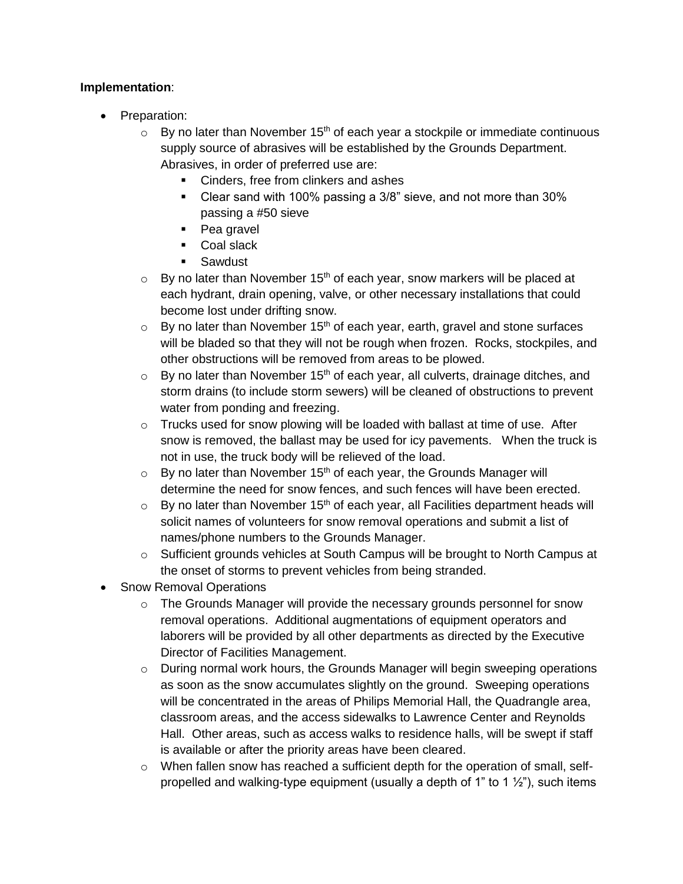**Implementation**:

- Preparation:
  - By no later than November 15th of each year a stockpile or immediate continuous supply source of abrasives will be established by the Grounds Department. Abrasives, in order of preferred use are:
    - Cinders, free from clinkers and ashes
    - Clear sand with 100% passing a 3/8" sieve, and not more than 30% passing a #50 sieve
    - Pea gravel
    - Coal slack
    - Sawdust
  - By no later than November 15th of each year, snow markers will be placed at each hydrant, drain opening, valve, or other necessary installations that could become lost under drifting snow.
  - By no later than November 15th of each year, earth, gravel and stone surfaces will be bladed so that they will not be rough when frozen. Rocks, stockpiles, and other obstructions will be removed from areas to be plowed.
  - By no later than November 15th of each year, all culverts, drainage ditches, and storm drains (to include storm sewers) will be cleaned of obstructions to prevent water from ponding and freezing.
  - Trucks used for snow plowing will be loaded with ballast at time of use. After snow is removed, the ballast may be used for icy pavements. When the truck is not in use, the truck body will be relieved of the load.
  - By no later than November 15th of each year, the Grounds Manager will determine the need for snow fences, and such fences will have been erected.
  - By no later than November 15th of each year, all Facilities department heads will solicit names of volunteers for snow removal operations and submit a list of names/phone numbers to the Grounds Manager.
  - Sufficient grounds vehicles at South Campus will be brought to North Campus at the onset of storms to prevent vehicles from being stranded.
- Snow Removal Operations
  - The Grounds Manager will provide the necessary grounds personnel for snow removal operations. Additional augmentations of equipment operators and laborers will be provided by all other departments as directed by the Executive Director of Facilities Management.
  - During normal work hours, the Grounds Manager will begin sweeping operations as soon as the snow accumulates slightly on the ground. Sweeping operations will be concentrated in the areas of Philips Memorial Hall, the Quadrangle area, classroom areas, and the access sidewalks to Lawrence Center and Reynolds Hall. Other areas, such as access walks to residence halls, will be swept if staff is available or after the priority areas have been cleared.
  - When fallen snow has reached a sufficient depth for the operation of small, self-propelled and walking-type equipment (usually a depth of 1" to 1 ½"), such items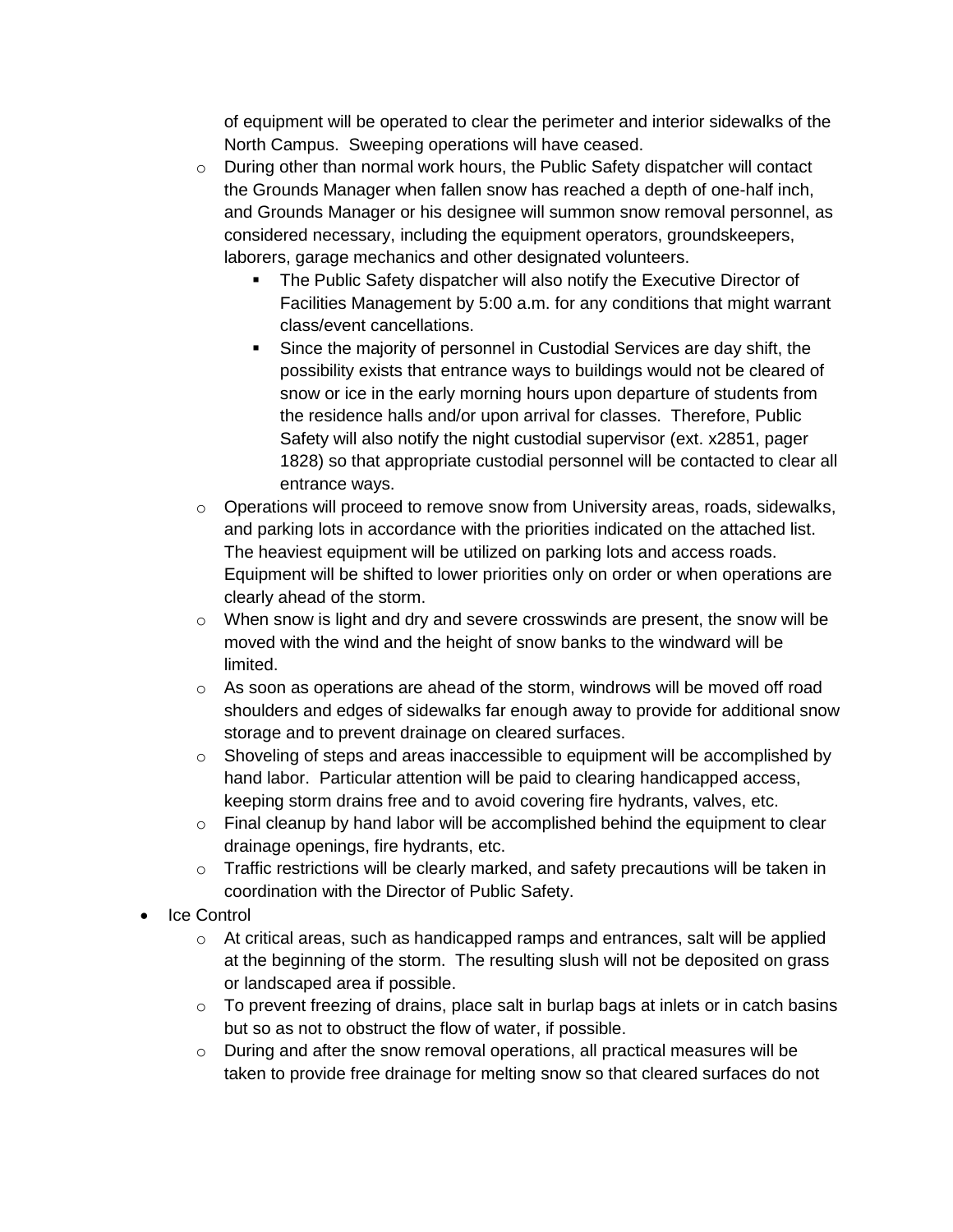of equipment will be operated to clear the perimeter and interior sidewalks of the North Campus. Sweeping operations will have ceased.

- During other than normal work hours, the Public Safety dispatcher will contact the Grounds Manager when fallen snow has reached a depth of one-half inch, and Grounds Manager or his designee will summon snow removal personnel, as considered necessary, including the equipment operators, groundskeepers, laborers, garage mechanics and other designated volunteers.
    - The Public Safety dispatcher will also notify the Executive Director of Facilities Management by 5:00 a.m. for any conditions that might warrant class/event cancellations.
    - Since the majority of personnel in Custodial Services are day shift, the possibility exists that entrance ways to buildings would not be cleared of snow or ice in the early morning hours upon departure of students from the residence halls and/or upon arrival for classes. Therefore, Public Safety will also notify the night custodial supervisor (ext. x2851, pager 1828) so that appropriate custodial personnel will be contacted to clear all entrance ways.
- Operations will proceed to remove snow from University areas, roads, sidewalks, and parking lots in accordance with the priorities indicated on the attached list. The heaviest equipment will be utilized on parking lots and access roads. Equipment will be shifted to lower priorities only on order or when operations are clearly ahead of the storm.
- When snow is light and dry and severe crosswinds are present, the snow will be moved with the wind and the height of snow banks to the windward will be limited.
- As soon as operations are ahead of the storm, windrows will be moved off road shoulders and edges of sidewalks far enough away to provide for additional snow storage and to prevent drainage on cleared surfaces.
- Shoveling of steps and areas inaccessible to equipment will be accomplished by hand labor. Particular attention will be paid to clearing handicapped access, keeping storm drains free and to avoid covering fire hydrants, valves, etc.
- Final cleanup by hand labor will be accomplished behind the equipment to clear drainage openings, fire hydrants, etc.
- Traffic restrictions will be clearly marked, and safety precautions will be taken in coordination with the Director of Public Safety.

- Ice Control
    - At critical areas, such as handicapped ramps and entrances, salt will be applied at the beginning of the storm. The resulting slush will not be deposited on grass or landscaped area if possible.
    - To prevent freezing of drains, place salt in burlap bags at inlets or in catch basins but so as not to obstruct the flow of water, if possible.
    - During and after the snow removal operations, all practical measures will be taken to provide free drainage for melting snow so that cleared surfaces do not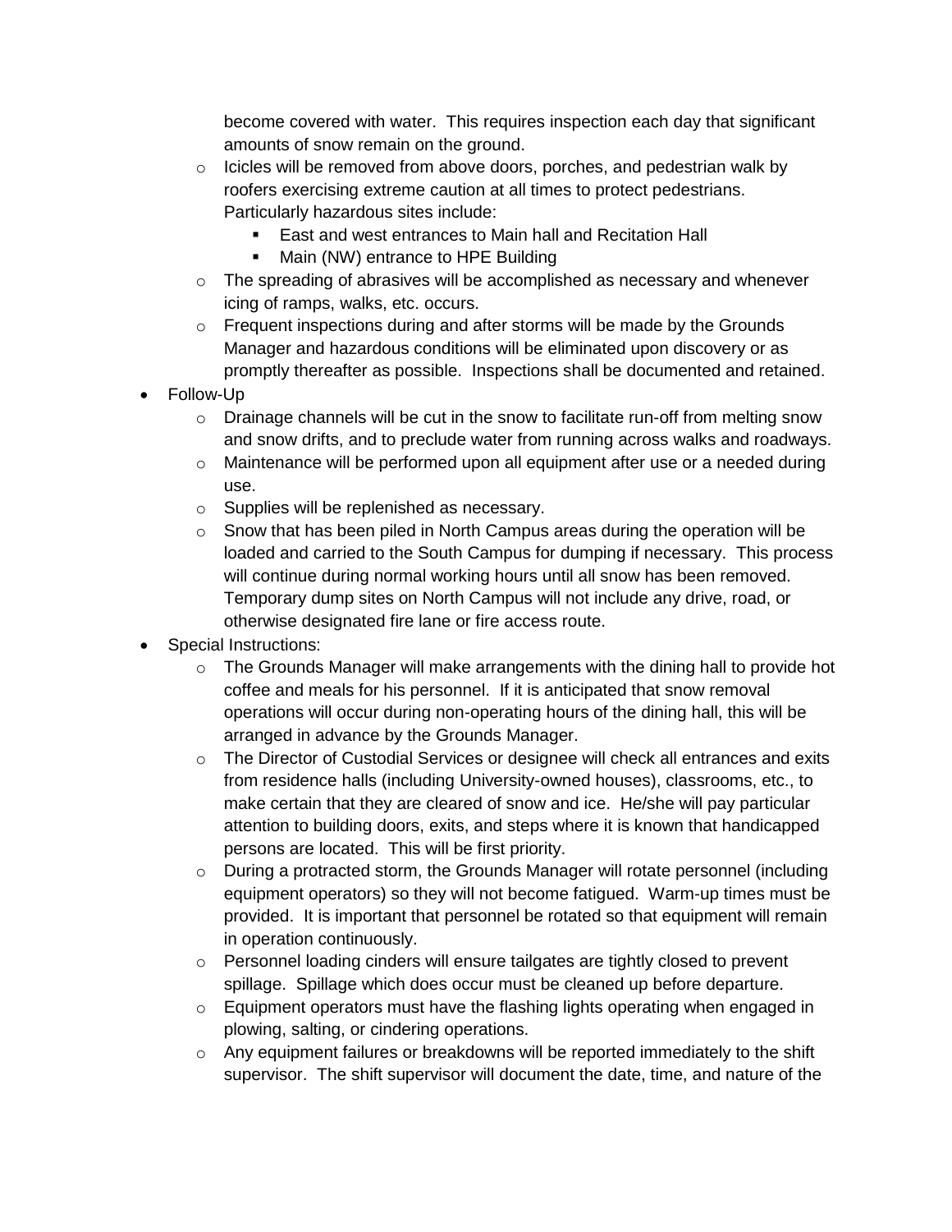become covered with water.  This requires inspection each day that significant amounts of snow remain on the ground.
  - Icicles will be removed from above doors, porches, and pedestrian walk by roofers exercising extreme caution at all times to protect pedestrians. Particularly hazardous sites include:
    - East and west entrances to Main hall and Recitation Hall
    - Main (NW) entrance to HPE Building
  - The spreading of abrasives will be accomplished as necessary and whenever icing of ramps, walks, etc. occurs.
  - Frequent inspections during and after storms will be made by the Grounds Manager and hazardous conditions will be eliminated upon discovery or as promptly thereafter as possible.  Inspections shall be documented and retained.
- Follow-Up
  - Drainage channels will be cut in the snow to facilitate run-off from melting snow and snow drifts, and to preclude water from running across walks and roadways.
  - Maintenance will be performed upon all equipment after use or a needed during use.
  - Supplies will be replenished as necessary.
  - Snow that has been piled in North Campus areas during the operation will be loaded and carried to the South Campus for dumping if necessary.  This process will continue during normal working hours until all snow has been removed. Temporary dump sites on North Campus will not include any drive, road, or otherwise designated fire lane or fire access route.
- Special Instructions:
  - The Grounds Manager will make arrangements with the dining hall to provide hot coffee and meals for his personnel.  If it is anticipated that snow removal operations will occur during non-operating hours of the dining hall, this will be arranged in advance by the Grounds Manager.
  - The Director of Custodial Services or designee will check all entrances and exits from residence halls (including University-owned houses), classrooms, etc., to make certain that they are cleared of snow and ice.  He/she will pay particular attention to building doors, exits, and steps where it is known that handicapped persons are located.  This will be first priority.
  - During a protracted storm, the Grounds Manager will rotate personnel (including equipment operators) so they will not become fatigued.  Warm-up times must be provided.  It is important that personnel be rotated so that equipment will remain in operation continuously.
  - Personnel loading cinders will ensure tailgates are tightly closed to prevent spillage.  Spillage which does occur must be cleaned up before departure.
  - Equipment operators must have the flashing lights operating when engaged in plowing, salting, or cindering operations.
  - Any equipment failures or breakdowns will be reported immediately to the shift supervisor.  The shift supervisor will document the date, time, and nature of the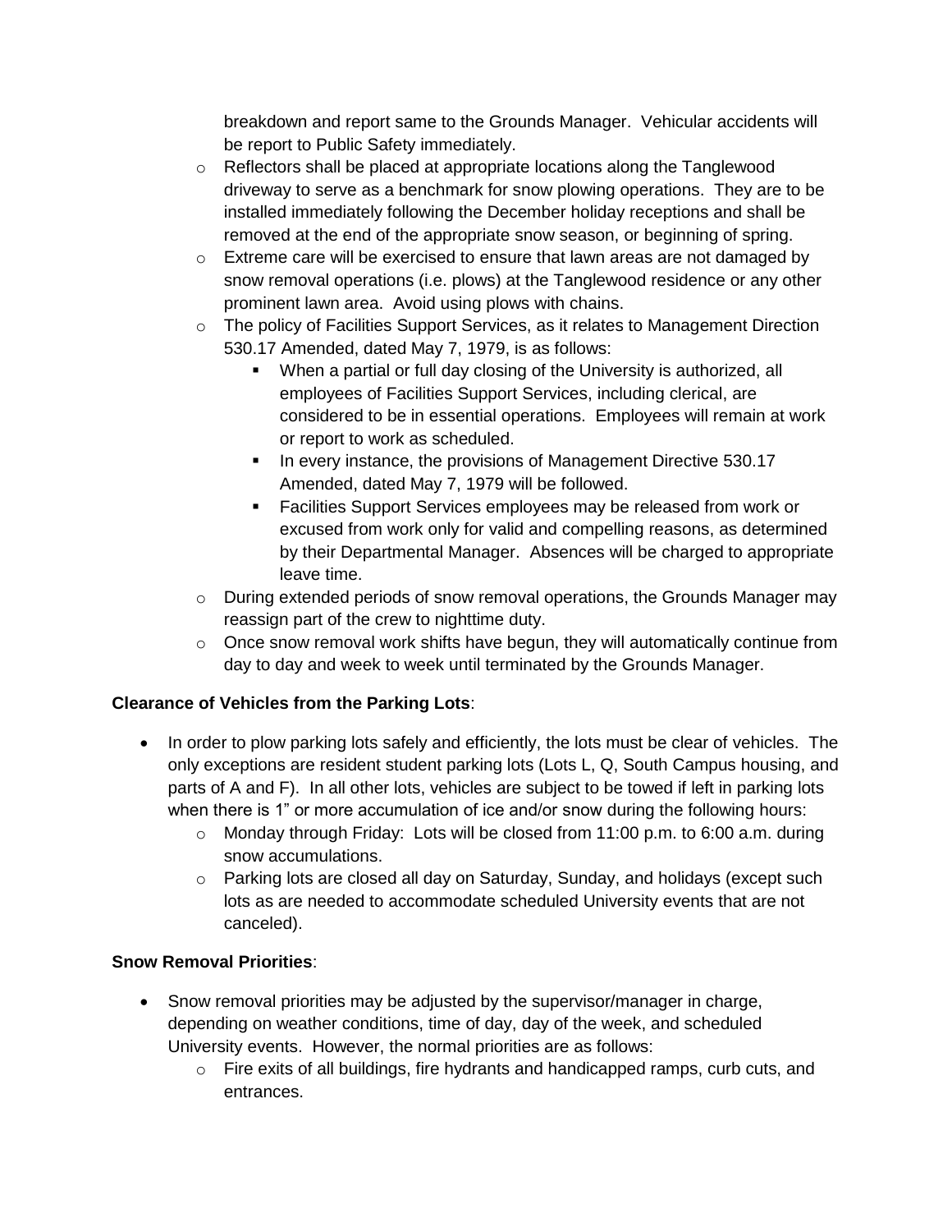breakdown and report same to the Grounds Manager. Vehicular accidents will be report to Public Safety immediately.

- Reflectors shall be placed at appropriate locations along the Tanglewood driveway to serve as a benchmark for snow plowing operations. They are to be installed immediately following the December holiday receptions and shall be removed at the end of the appropriate snow season, or beginning of spring.
- Extreme care will be exercised to ensure that lawn areas are not damaged by snow removal operations (i.e. plows) at the Tanglewood residence or any other prominent lawn area. Avoid using plows with chains.
- The policy of Facilities Support Services, as it relates to Management Direction 530.17 Amended, dated May 7, 1979, is as follows:
  - When a partial or full day closing of the University is authorized, all employees of Facilities Support Services, including clerical, are considered to be in essential operations. Employees will remain at work or report to work as scheduled.
  - In every instance, the provisions of Management Directive 530.17 Amended, dated May 7, 1979 will be followed.
  - Facilities Support Services employees may be released from work or excused from work only for valid and compelling reasons, as determined by their Departmental Manager. Absences will be charged to appropriate leave time.
- During extended periods of snow removal operations, the Grounds Manager may reassign part of the crew to nighttime duty.
- Once snow removal work shifts have begun, they will automatically continue from day to day and week to week until terminated by the Grounds Manager.

**Clearance of Vehicles from the Parking Lots**:

- In order to plow parking lots safely and efficiently, the lots must be clear of vehicles. The only exceptions are resident student parking lots (Lots L, Q, South Campus housing, and parts of A and F). In all other lots, vehicles are subject to be towed if left in parking lots when there is 1" or more accumulation of ice and/or snow during the following hours:
  - Monday through Friday: Lots will be closed from 11:00 p.m. to 6:00 a.m. during snow accumulations.
  - Parking lots are closed all day on Saturday, Sunday, and holidays (except such lots as are needed to accommodate scheduled University events that are not canceled).

**Snow Removal Priorities**:

- Snow removal priorities may be adjusted by the supervisor/manager in charge, depending on weather conditions, time of day, day of the week, and scheduled University events. However, the normal priorities are as follows:
  - Fire exits of all buildings, fire hydrants and handicapped ramps, curb cuts, and entrances.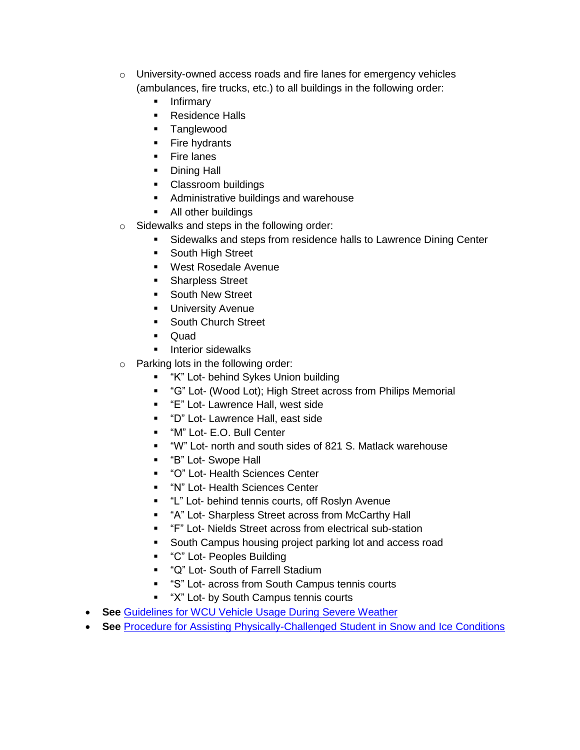- University-owned access roads and fire lanes for emergency vehicles (ambulances, fire trucks, etc.) to all buildings in the following order:
  - Infirmary
  - Residence Halls
  - Tanglewood
  - Fire hydrants
  - Fire lanes
  - Dining Hall
  - Classroom buildings
  - Administrative buildings and warehouse
  - All other buildings
- Sidewalks and steps in the following order:
  - Sidewalks and steps from residence halls to Lawrence Dining Center
  - South High Street
  - West Rosedale Avenue
  - Sharpless Street
  - South New Street
  - University Avenue
  - South Church Street
  - Quad
  - Interior sidewalks
- Parking lots in the following order:
  - "K" Lot- behind Sykes Union building
  - "G" Lot- (Wood Lot); High Street across from Philips Memorial
  - "E" Lot- Lawrence Hall, west side
  - "D" Lot- Lawrence Hall, east side
  - "M" Lot- E.O. Bull Center
  - "W" Lot- north and south sides of 821 S. Matlack warehouse
  - "B" Lot- Swope Hall
  - "O" Lot- Health Sciences Center
  - "N" Lot- Health Sciences Center
  - "L" Lot- behind tennis courts, off Roslyn Avenue
  - "A" Lot- Sharpless Street across from McCarthy Hall
  - "F" Lot- Nields Street across from electrical sub-station
  - South Campus housing project parking lot and access road
  - "C" Lot- Peoples Building
  - "Q" Lot- South of Farrell Stadium
  - "S" Lot- across from South Campus tennis courts
  - "X" Lot- by South Campus tennis courts

- **See** Guidelines for WCU Vehicle Usage During Severe Weather
- **See** Procedure for Assisting Physically-Challenged Student in Snow and Ice Conditions